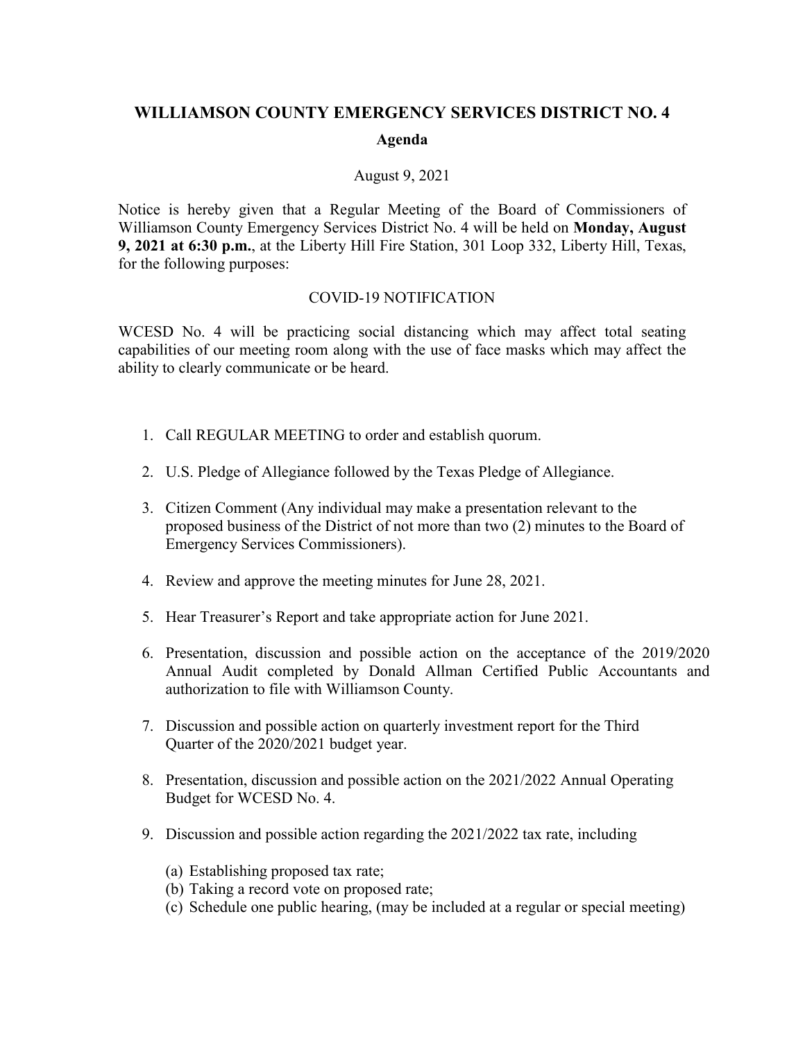# WILLIAMSON COUNTY EMERGENCY SERVICES DISTRICT NO. 4

## Agenda

August 9, 2021

Notice is hereby given that a Regular Meeting of the Board of Commissioners of Williamson County Emergency Services District No. 4 will be held on **Monday, August 9, 2021 at 6:30 p.m.**, at the Liberty Hill Fire Station, 301 Loop 332, Liberty Hill, Texas, for the following purposes:

COVID-19 NOTIFICATION

WCESD No. 4 will be practicing social distancing which may affect total seating capabilities of our meeting room along with the use of face masks which may affect the ability to clearly communicate or be heard.

1. Call REGULAR MEETING to order and establish quorum.
2. U.S. Pledge of Allegiance followed by the Texas Pledge of Allegiance.
3. Citizen Comment (Any individual may make a presentation relevant to the proposed business of the District of not more than two (2) minutes to the Board of Emergency Services Commissioners).
4. Review and approve the meeting minutes for June 28, 2021.
5. Hear Treasurer's Report and take appropriate action for June 2021.
6. Presentation, discussion and possible action on the acceptance of the 2019/2020 Annual Audit completed by Donald Allman Certified Public Accountants and authorization to file with Williamson County.
7. Discussion and possible action on quarterly investment report for the Third Quarter of the 2020/2021 budget year.
8. Presentation, discussion and possible action on the 2021/2022 Annual Operating Budget for WCESD No. 4.
9. Discussion and possible action regarding the 2021/2022 tax rate, including
   (a) Establishing proposed tax rate;
   (b) Taking a record vote on proposed rate;
   (c) Schedule one public hearing, (may be included at a regular or special meeting)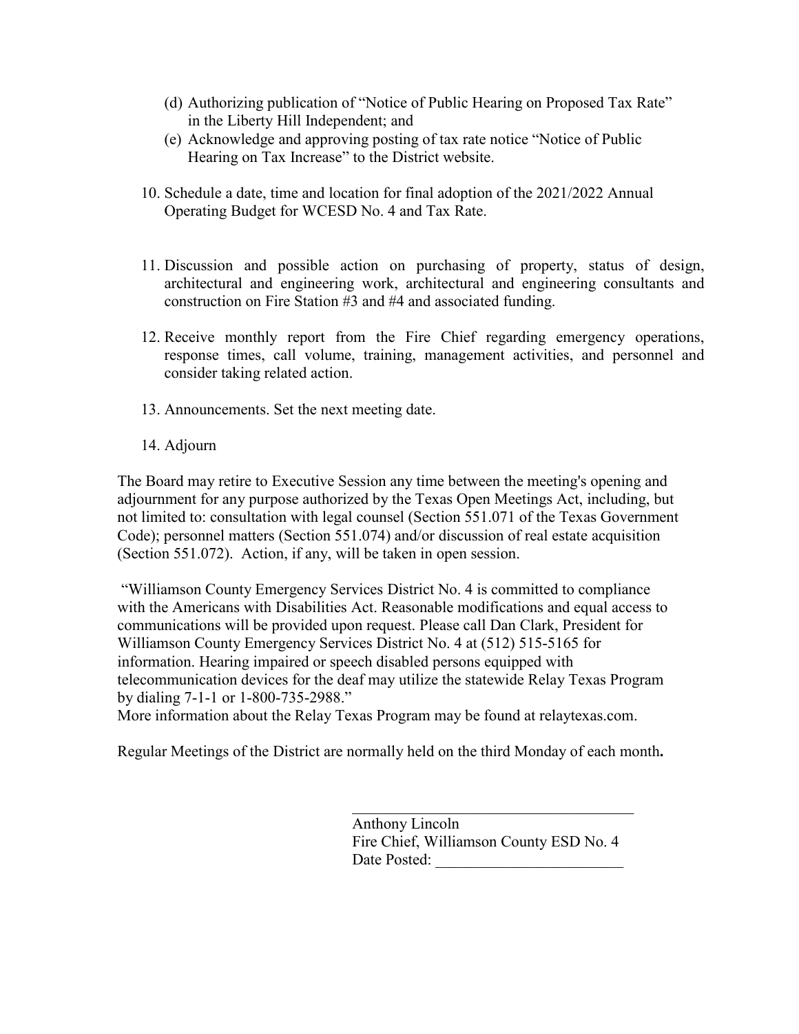(d) Authorizing publication of "Notice of Public Hearing on Proposed Tax Rate" in the Liberty Hill Independent; and

(e) Acknowledge and approving posting of tax rate notice "Notice of Public Hearing on Tax Increase" to the District website.

10. Schedule a date, time and location for final adoption of the 2021/2022 Annual Operating Budget for WCESD No. 4 and Tax Rate.

11. Discussion and possible action on purchasing of property, status of design, architectural and engineering work, architectural and engineering consultants and construction on Fire Station #3 and #4 and associated funding.

12. Receive monthly report from the Fire Chief regarding emergency operations, response times, call volume, training, management activities, and personnel and consider taking related action.

13. Announcements. Set the next meeting date.

14. Adjourn

The Board may retire to Executive Session any time between the meeting's opening and adjournment for any purpose authorized by the Texas Open Meetings Act, including, but not limited to: consultation with legal counsel (Section 551.071 of the Texas Government Code); personnel matters (Section 551.074) and/or discussion of real estate acquisition (Section 551.072). Action, if any, will be taken in open session.

"Williamson County Emergency Services District No. 4 is committed to compliance with the Americans with Disabilities Act. Reasonable modifications and equal access to communications will be provided upon request. Please call Dan Clark, President for Williamson County Emergency Services District No. 4 at (512) 515-5165 for information. Hearing impaired or speech disabled persons equipped with telecommunication devices for the deaf may utilize the statewide Relay Texas Program by dialing 7-1-1 or 1-800-735-2988."
More information about the Relay Texas Program may be found at relaytexas.com.

Regular Meetings of the District are normally held on the third Monday of each month**.**

\_\_\_\_\_\_\_\_\_\_\_\_\_\_\_\_\_\_\_\_\_\_\_\_\_\_\_\_\_\_\_\_\_\_\_\_

Anthony Lincoln
Fire Chief, Williamson County ESD No. 4
Date Posted: \_\_\_\_\_\_\_\_\_\_\_\_\_\_\_\_\_\_\_\_\_\_\_\_